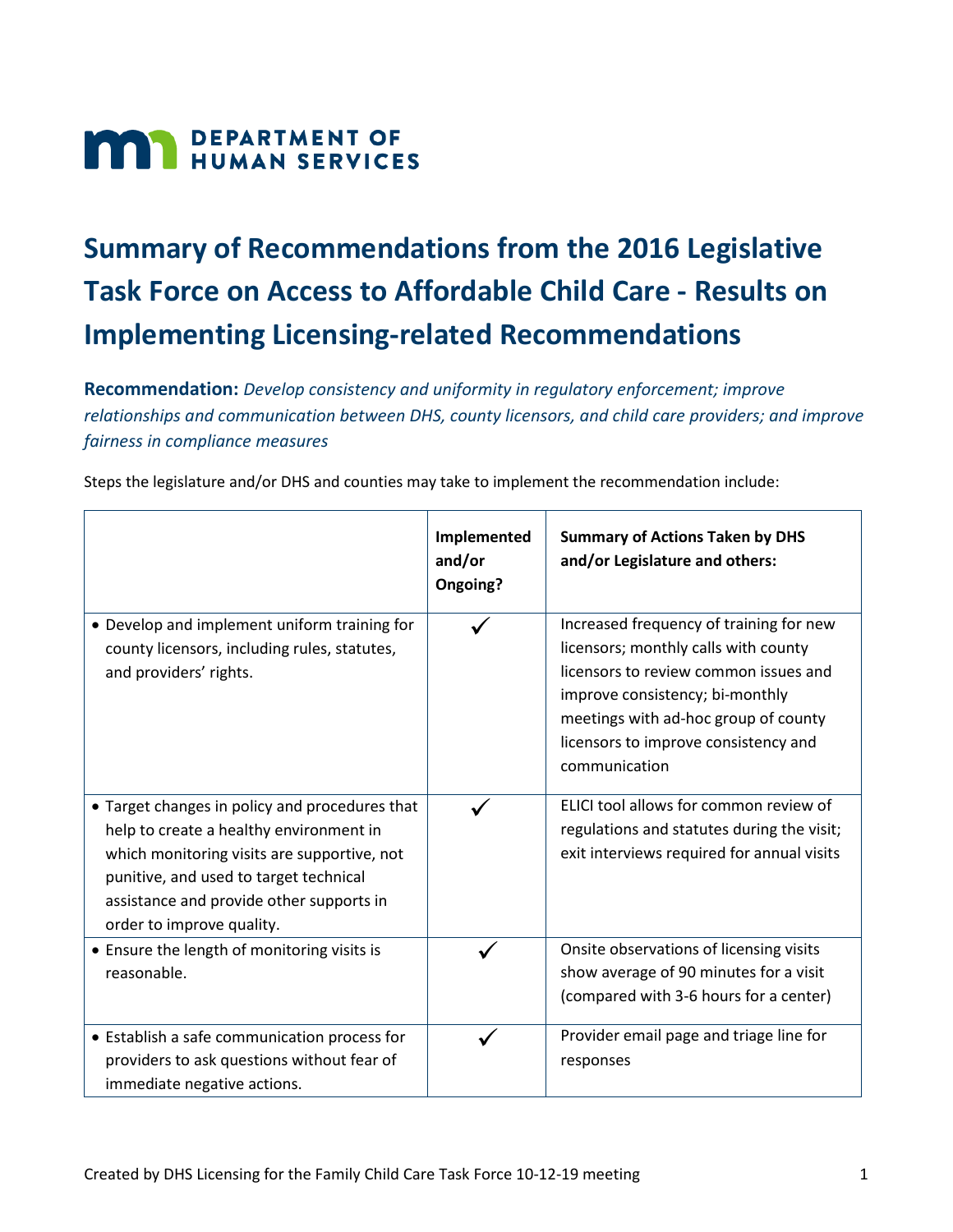DEPARTMENT OF HUMAN SERVICES

# Summary of Recommendations from the 2016 Legislative Task Force on Access to Affordable Child Care - Results on Implementing Licensing-related Recommendations

**Recommendation:** *Develop consistency and uniformity in regulatory enforcement; improve relationships and communication between DHS, county licensors, and child care providers; and improve fairness in compliance measures*

Steps the legislature and/or DHS and counties may take to implement the recommendation include:

| | Implemented and/or Ongoing? | Summary of Actions Taken by DHS and/or Legislature and others: |
|---|---|---|
| • Develop and implement uniform training for county licensors, including rules, statutes, and providers' rights. | ✓ | Increased frequency of training for new licensors; monthly calls with county licensors to review common issues and improve consistency; bi-monthly meetings with ad-hoc group of county licensors to improve consistency and communication |
| • Target changes in policy and procedures that help to create a healthy environment in which monitoring visits are supportive, not punitive, and used to target technical assistance and provide other supports in order to improve quality. | ✓ | ELICI tool allows for common review of regulations and statutes during the visit; exit interviews required for annual visits |
| • Ensure the length of monitoring visits is reasonable. | ✓ | Onsite observations of licensing visits show average of 90 minutes for a visit (compared with 3-6 hours for a center) |
| • Establish a safe communication process for providers to ask questions without fear of immediate negative actions. | ✓ | Provider email page and triage line for responses |

Created by DHS Licensing for the Family Child Care Task Force 10-12-19 meeting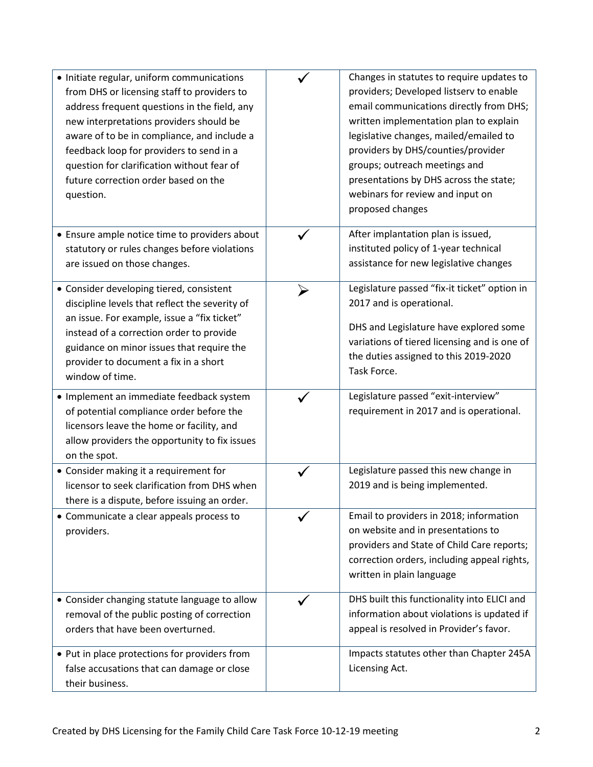| | | |
|---|---|---|
| • Initiate regular, uniform communications from DHS or licensing staff to providers to address frequent questions in the field, any new interpretations providers should be aware of to be in compliance, and include a feedback loop for providers to send in a question for clarification without fear of future correction order based on the question. | ✓ | Changes in statutes to require updates to providers; Developed listserv to enable email communications directly from DHS; written implementation plan to explain legislative changes, mailed/emailed to providers by DHS/counties/provider groups; outreach meetings and presentations by DHS across the state; webinars for review and input on proposed changes |
| • Ensure ample notice time to providers about statutory or rules changes before violations are issued on those changes. | ✓ | After implantation plan is issued, instituted policy of 1-year technical assistance for new legislative changes |
| • Consider developing tiered, consistent discipline levels that reflect the severity of an issue. For example, issue a "fix ticket" instead of a correction order to provide guidance on minor issues that require the provider to document a fix in a short window of time. | ➢ | Legislature passed "fix-it ticket" option in 2017 and is operational.<br><br>DHS and Legislature have explored some variations of tiered licensing and is one of the duties assigned to this 2019-2020 Task Force. |
| • Implement an immediate feedback system of potential compliance order before the licensors leave the home or facility, and allow providers the opportunity to fix issues on the spot. | ✓ | Legislature passed "exit-interview" requirement in 2017 and is operational. |
| • Consider making it a requirement for licensor to seek clarification from DHS when there is a dispute, before issuing an order. | ✓ | Legislature passed this new change in 2019 and is being implemented. |
| • Communicate a clear appeals process to providers. | ✓ | Email to providers in 2018; information on website and in presentations to providers and State of Child Care reports; correction orders, including appeal rights, written in plain language |
| • Consider changing statute language to allow removal of the public posting of correction orders that have been overturned. | ✓ | DHS built this functionality into ELICI and information about violations is updated if appeal is resolved in Provider's favor. |
| • Put in place protections for providers from false accusations that can damage or close their business. | | Impacts statutes other than Chapter 245A Licensing Act. |

Created by DHS Licensing for the Family Child Care Task Force 10-12-19 meeting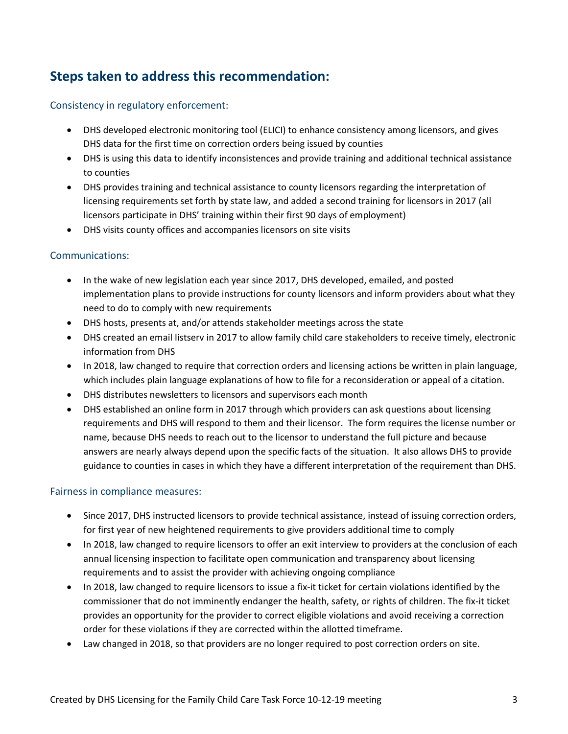## Steps taken to address this recommendation:

### Consistency in regulatory enforcement:

- DHS developed electronic monitoring tool (ELICI) to enhance consistency among licensors, and gives DHS data for the first time on correction orders being issued by counties
- DHS is using this data to identify inconsistences and provide training and additional technical assistance to counties
- DHS provides training and technical assistance to county licensors regarding the interpretation of licensing requirements set forth by state law, and added a second training for licensors in 2017 (all licensors participate in DHS' training within their first 90 days of employment)
- DHS visits county offices and accompanies licensors on site visits

### Communications:

- In the wake of new legislation each year since 2017, DHS developed, emailed, and posted implementation plans to provide instructions for county licensors and inform providers about what they need to do to comply with new requirements
- DHS hosts, presents at, and/or attends stakeholder meetings across the state
- DHS created an email listserv in 2017 to allow family child care stakeholders to receive timely, electronic information from DHS
- In 2018, law changed to require that correction orders and licensing actions be written in plain language, which includes plain language explanations of how to file for a reconsideration or appeal of a citation.
- DHS distributes newsletters to licensors and supervisors each month
- DHS established an online form in 2017 through which providers can ask questions about licensing requirements and DHS will respond to them and their licensor. The form requires the license number or name, because DHS needs to reach out to the licensor to understand the full picture and because answers are nearly always depend upon the specific facts of the situation. It also allows DHS to provide guidance to counties in cases in which they have a different interpretation of the requirement than DHS.

### Fairness in compliance measures:

- Since 2017, DHS instructed licensors to provide technical assistance, instead of issuing correction orders, for first year of new heightened requirements to give providers additional time to comply
- In 2018, law changed to require licensors to offer an exit interview to providers at the conclusion of each annual licensing inspection to facilitate open communication and transparency about licensing requirements and to assist the provider with achieving ongoing compliance
- In 2018, law changed to require licensors to issue a fix-it ticket for certain violations identified by the commissioner that do not imminently endanger the health, safety, or rights of children. The fix-it ticket provides an opportunity for the provider to correct eligible violations and avoid receiving a correction order for these violations if they are corrected within the allotted timeframe.
- Law changed in 2018, so that providers are no longer required to post correction orders on site.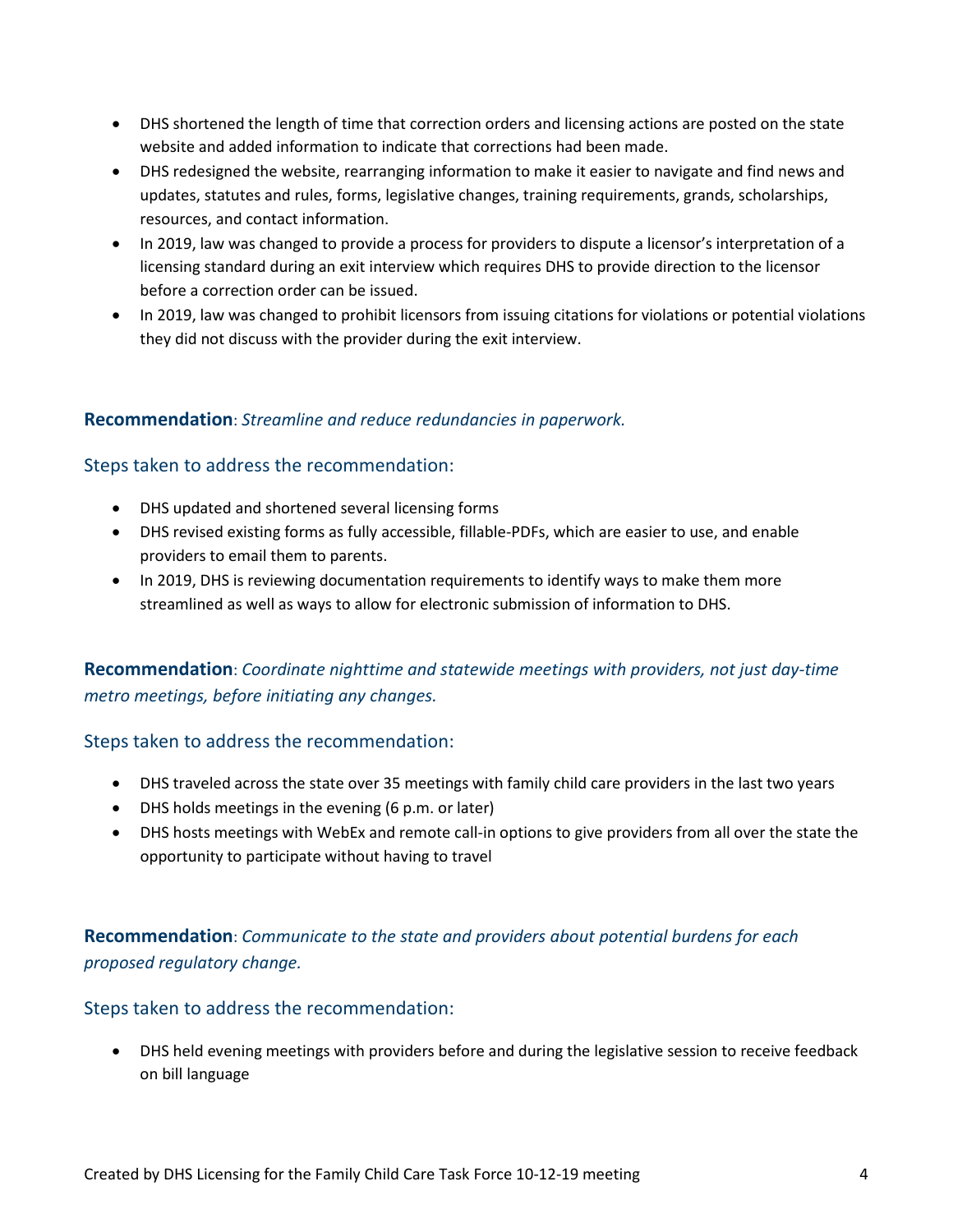- DHS shortened the length of time that correction orders and licensing actions are posted on the state website and added information to indicate that corrections had been made.
- DHS redesigned the website, rearranging information to make it easier to navigate and find news and updates, statutes and rules, forms, legislative changes, training requirements, grands, scholarships, resources, and contact information.
- In 2019, law was changed to provide a process for providers to dispute a licensor's interpretation of a licensing standard during an exit interview which requires DHS to provide direction to the licensor before a correction order can be issued.
- In 2019, law was changed to prohibit licensors from issuing citations for violations or potential violations they did not discuss with the provider during the exit interview.

**Recommendation**: *Streamline and reduce redundancies in paperwork.*

## Steps taken to address the recommendation:

- DHS updated and shortened several licensing forms
- DHS revised existing forms as fully accessible, fillable-PDFs, which are easier to use, and enable providers to email them to parents.
- In 2019, DHS is reviewing documentation requirements to identify ways to make them more streamlined as well as ways to allow for electronic submission of information to DHS.

**Recommendation**: *Coordinate nighttime and statewide meetings with providers, not just day-time metro meetings, before initiating any changes.*

## Steps taken to address the recommendation:

- DHS traveled across the state over 35 meetings with family child care providers in the last two years
- DHS holds meetings in the evening (6 p.m. or later)
- DHS hosts meetings with WebEx and remote call-in options to give providers from all over the state the opportunity to participate without having to travel

**Recommendation**: *Communicate to the state and providers about potential burdens for each proposed regulatory change.*

## Steps taken to address the recommendation:

- DHS held evening meetings with providers before and during the legislative session to receive feedback on bill language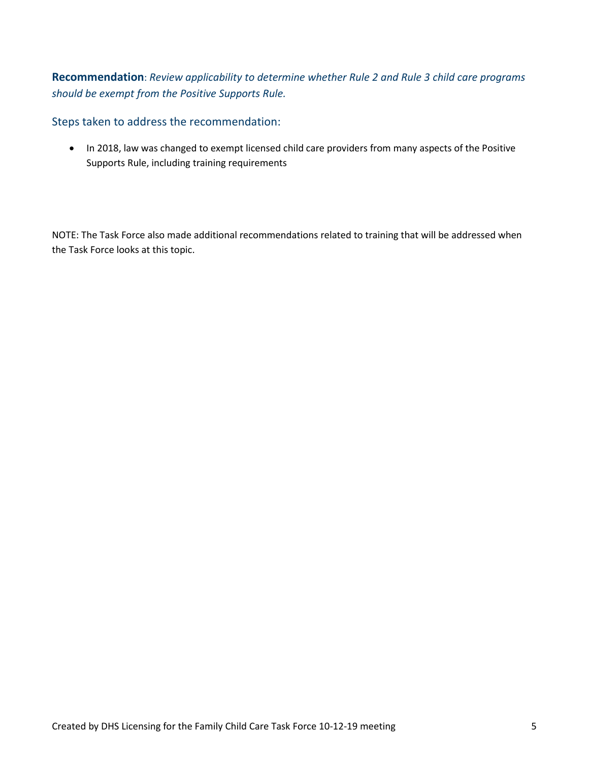**Recommendation**: *Review applicability to determine whether Rule 2 and Rule 3 child care programs should be exempt from the Positive Supports Rule.*

## Steps taken to address the recommendation:

- In 2018, law was changed to exempt licensed child care providers from many aspects of the Positive Supports Rule, including training requirements

NOTE: The Task Force also made additional recommendations related to training that will be addressed when the Task Force looks at this topic.